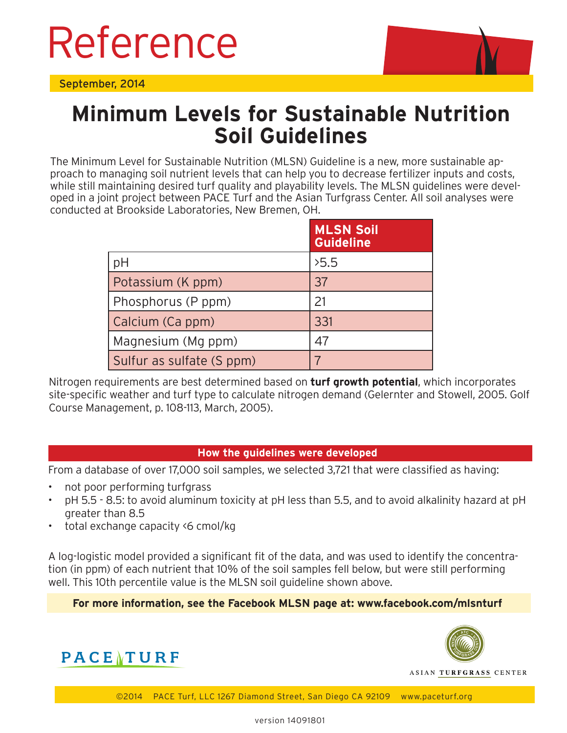# Reference

September, 2014

## Minimum Levels for Sustainable Nutrition Soil Guidelines

The Minimum Level for Sustainable Nutrition (MLSN) Guideline is a new, more sustainable approach to managing soil nutrient levels that can help you to decrease fertilizer inputs and costs, while still maintaining desired turf quality and playability levels. The MLSN guidelines were developed in a joint project between PACE Turf and the Asian Turfgrass Center. All soil analyses were conducted at Brookside Laboratories, New Bremen, OH.

| | MLSN Soil Guideline |
|---|---|
| pH | >5.5 |
| Potassium (K ppm) | 37 |
| Phosphorus (P ppm) | 21 |
| Calcium (Ca ppm) | 331 |
| Magnesium (Mg ppm) | 47 |
| Sulfur as sulfate (S ppm) | 7 |

Nitrogen requirements are best determined based on **turf growth potential**, which incorporates site-specific weather and turf type to calculate nitrogen demand (Gelernter and Stowell, 2005. Golf Course Management, p. 108-113, March, 2005).

### How the guidelines were developed

From a database of over 17,000 soil samples, we selected 3,721 that were classified as having:

- not poor performing turfgrass
- pH 5.5 - 8.5: to avoid aluminum toxicity at pH less than 5.5, and to avoid alkalinity hazard at pH greater than 8.5
- total exchange capacity <6 cmol/kg

A log-logistic model provided a significant fit of the data, and was used to identify the concentration (in ppm) of each nutrient that 10% of the soil samples fell below, but were still performing well. This 10th percentile value is the MLSN soil guideline shown above.

**For more information, see the Facebook MLSN page at: www.facebook.com/mlsnturf**

PACE TURF

ASIAN TURFGRASS CENTER

©2014 PACE Turf, LLC 1267 Diamond Street, San Diego CA 92109 www.paceturf.org

version 14091801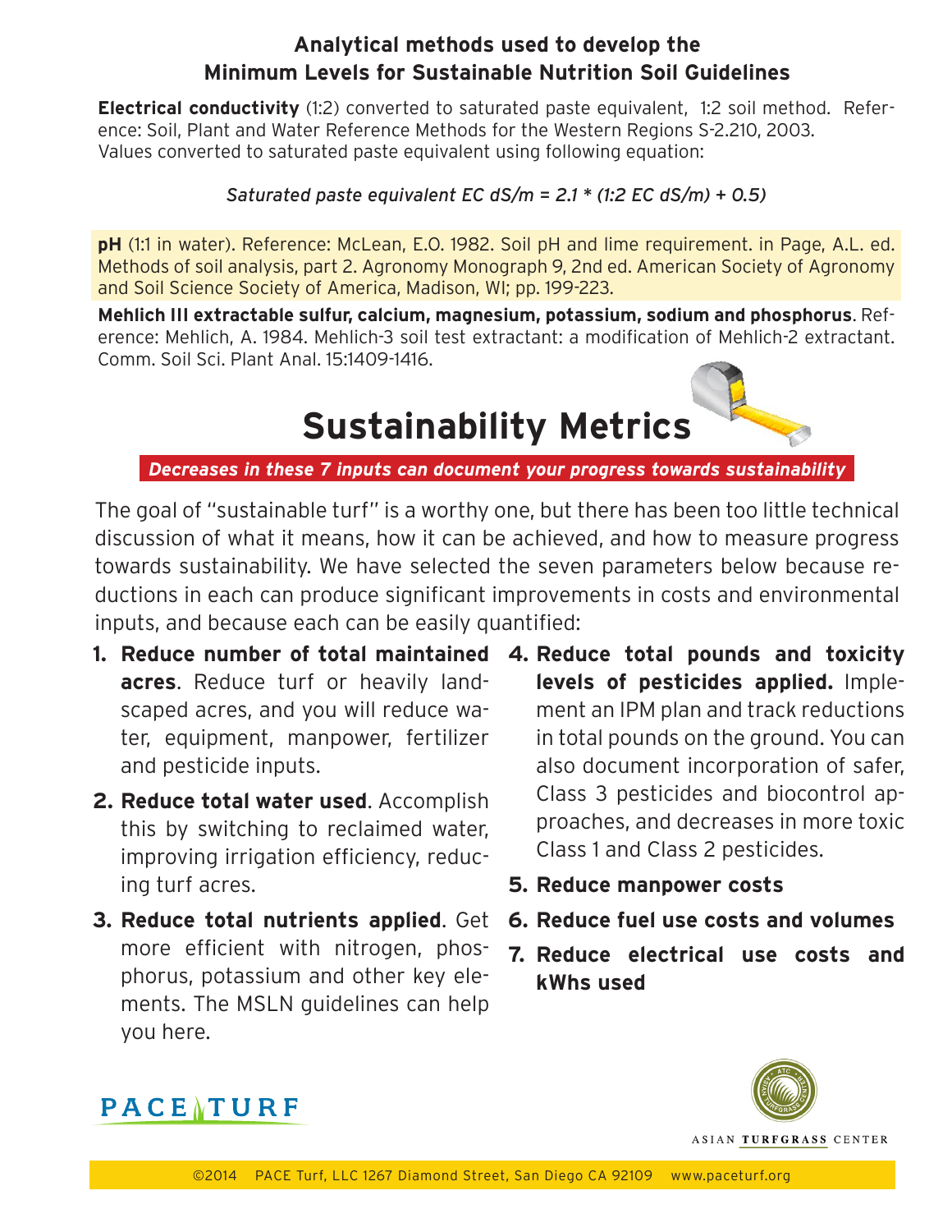## Analytical methods used to develop the Minimum Levels for Sustainable Nutrition Soil Guidelines

**Electrical conductivity** (1:2) converted to saturated paste equivalent, 1:2 soil method. Reference: Soil, Plant and Water Reference Methods for the Western Regions S-2.210, 2003. Values converted to saturated paste equivalent using following equation:

$$\text{Saturated paste equivalent EC dS/m} = 2.1 * (1{:}2 \text{ EC dS/m}) + 0.5)$$

**pH** (1:1 in water). Reference: McLean, E.O. 1982. Soil pH and lime requirement. in Page, A.L. ed. Methods of soil analysis, part 2. Agronomy Monograph 9, 2nd ed. American Society of Agronomy and Soil Science Society of America, Madison, WI; pp. 199-223.

**Mehlich III extractable sulfur, calcium, magnesium, potassium, sodium and phosphorus**. Reference: Mehlich, A. 1984. Mehlich-3 soil test extractant: a modification of Mehlich-2 extractant. Comm. Soil Sci. Plant Anal. 15:1409-1416.

# Sustainability Metrics

***Decreases in these 7 inputs can document your progress towards sustainability***

The goal of "sustainable turf" is a worthy one, but there has been too little technical discussion of what it means, how it can be achieved, and how to measure progress towards sustainability. We have selected the seven parameters below because reductions in each can produce significant improvements in costs and environmental inputs, and because each can be easily quantified:

1. **Reduce number of total maintained acres**. Reduce turf or heavily landscaped acres, and you will reduce water, equipment, manpower, fertilizer and pesticide inputs.
2. **Reduce total water used**. Accomplish this by switching to reclaimed water, improving irrigation efficiency, reducing turf acres.
3. **Reduce total nutrients applied**. Get more efficient with nitrogen, phosphorus, potassium and other key elements. The MSLN guidelines can help you here.
4. **Reduce total pounds and toxicity levels of pesticides applied.** Implement an IPM plan and track reductions in total pounds on the ground. You can also document incorporation of safer, Class 3 pesticides and biocontrol approaches, and decreases in more toxic Class 1 and Class 2 pesticides.
5. **Reduce manpower costs**
6. **Reduce fuel use costs and volumes**
7. **Reduce electrical use costs and kWhs used**

PACE TURF

ASIAN TURFGRASS CENTER

©2014 PACE Turf, LLC 1267 Diamond Street, San Diego CA 92109 www.paceturf.org